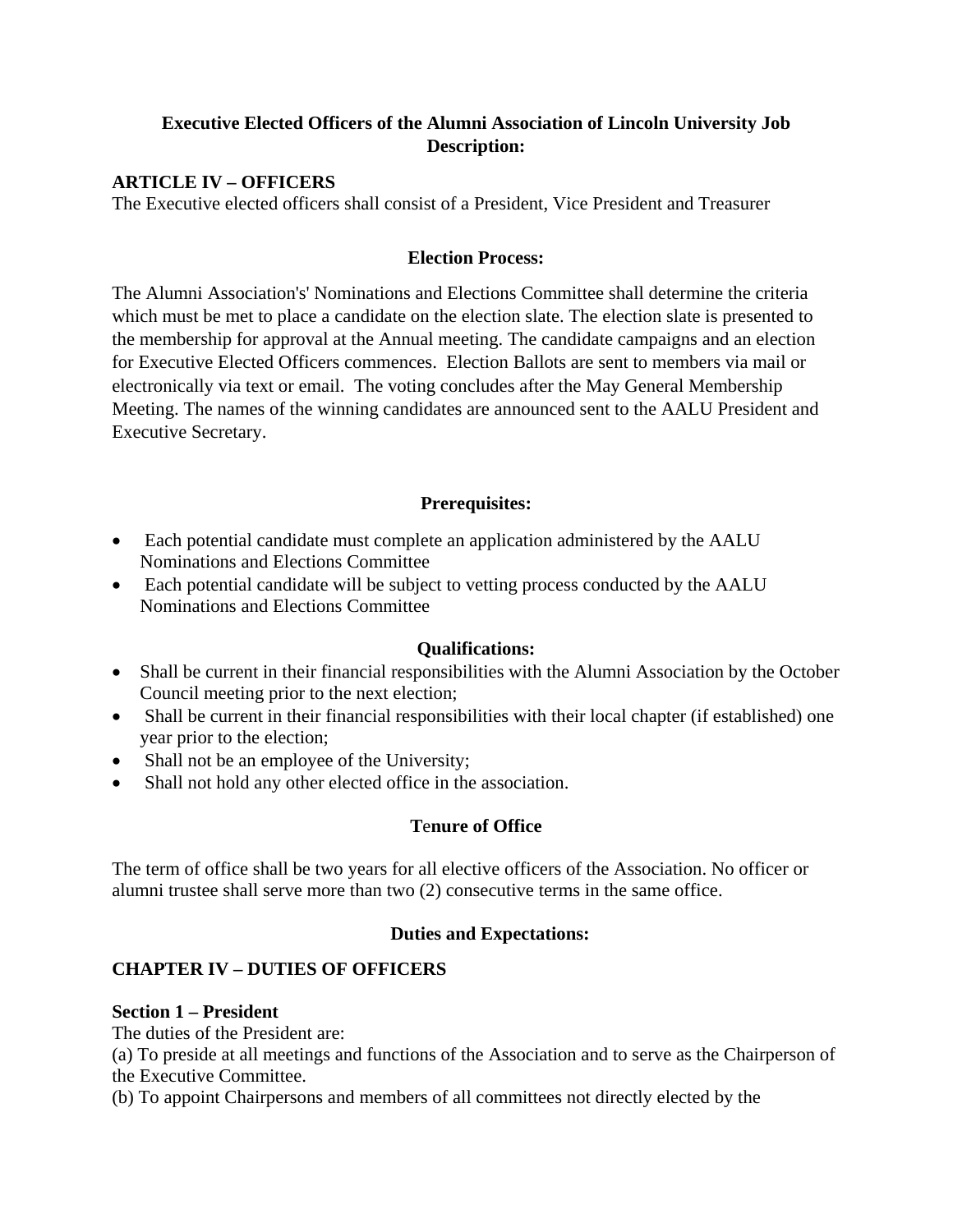**Executive Elected Officers of the Alumni Association of Lincoln University Job Description:**

**ARTICLE IV – OFFICERS**

The Executive elected officers shall consist of a President, Vice President and Treasurer

**Election Process:**

The Alumni Association's' Nominations and Elections Committee shall determine the criteria which must be met to place a candidate on the election slate. The election slate is presented to the membership for approval at the Annual meeting. The candidate campaigns and an election for Executive Elected Officers commences. Election Ballots are sent to members via mail or electronically via text or email. The voting concludes after the May General Membership Meeting. The names of the winning candidates are announced sent to the AALU President and Executive Secretary.

**Prerequisites:**

- Each potential candidate must complete an application administered by the AALU Nominations and Elections Committee
- Each potential candidate will be subject to vetting process conducted by the AALU Nominations and Elections Committee

**Qualifications:**

- Shall be current in their financial responsibilities with the Alumni Association by the October Council meeting prior to the next election;
- Shall be current in their financial responsibilities with their local chapter (if established) one year prior to the election;
- Shall not be an employee of the University;
- Shall not hold any other elected office in the association.

**Tenure of Office**

The term of office shall be two years for all elective officers of the Association. No officer or alumni trustee shall serve more than two (2) consecutive terms in the same office.

**Duties and Expectations:**

**CHAPTER IV – DUTIES OF OFFICERS**

**Section 1 – President**

The duties of the President are:

(a) To preside at all meetings and functions of the Association and to serve as the Chairperson of the Executive Committee.

(b) To appoint Chairpersons and members of all committees not directly elected by the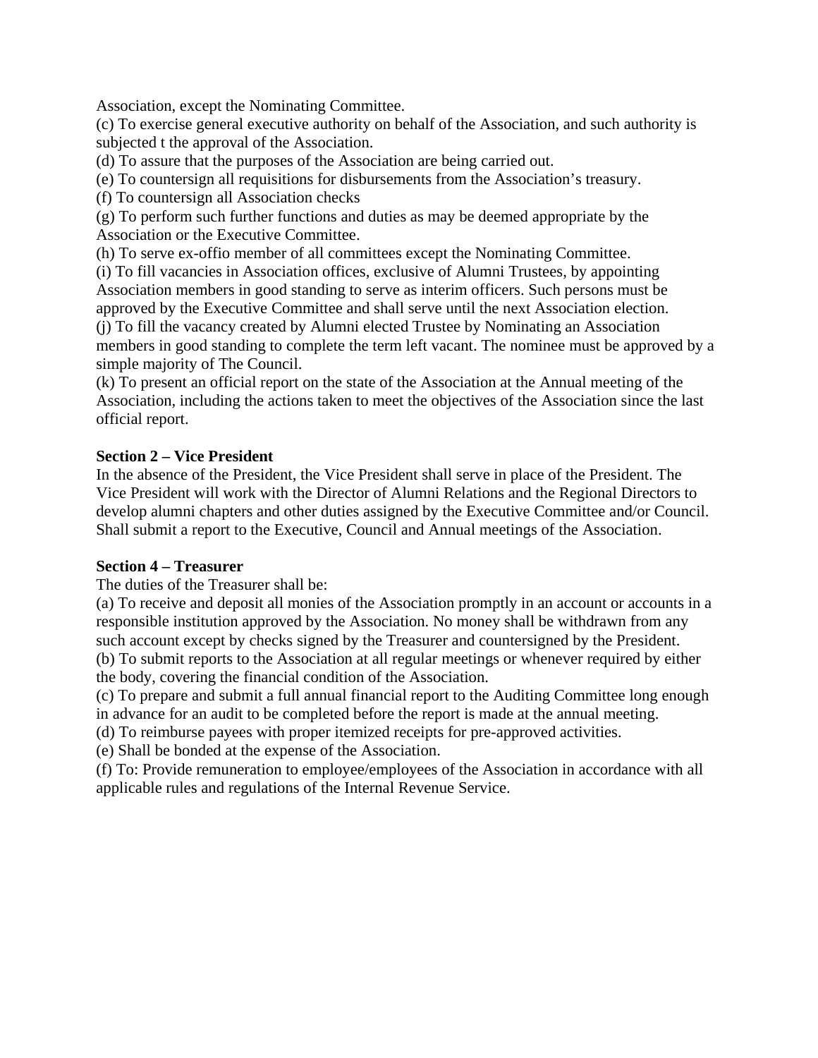Association, except the Nominating Committee.

(c) To exercise general executive authority on behalf of the Association, and such authority is subjected t the approval of the Association.

(d) To assure that the purposes of the Association are being carried out.

(e) To countersign all requisitions for disbursements from the Association's treasury.

(f) To countersign all Association checks

(g) To perform such further functions and duties as may be deemed appropriate by the Association or the Executive Committee.

(h) To serve ex-offio member of all committees except the Nominating Committee.

(i) To fill vacancies in Association offices, exclusive of Alumni Trustees, by appointing Association members in good standing to serve as interim officers. Such persons must be approved by the Executive Committee and shall serve until the next Association election.

(j) To fill the vacancy created by Alumni elected Trustee by Nominating an Association members in good standing to complete the term left vacant. The nominee must be approved by a simple majority of The Council.

(k) To present an official report on the state of the Association at the Annual meeting of the Association, including the actions taken to meet the objectives of the Association since the last official report.

**Section 2 – Vice President**

In the absence of the President, the Vice President shall serve in place of the President. The Vice President will work with the Director of Alumni Relations and the Regional Directors to develop alumni chapters and other duties assigned by the Executive Committee and/or Council. Shall submit a report to the Executive, Council and Annual meetings of the Association.

**Section 4 – Treasurer**

The duties of the Treasurer shall be:

(a) To receive and deposit all monies of the Association promptly in an account or accounts in a responsible institution approved by the Association. No money shall be withdrawn from any such account except by checks signed by the Treasurer and countersigned by the President.

(b) To submit reports to the Association at all regular meetings or whenever required by either the body, covering the financial condition of the Association.

(c) To prepare and submit a full annual financial report to the Auditing Committee long enough in advance for an audit to be completed before the report is made at the annual meeting.

(d) To reimburse payees with proper itemized receipts for pre-approved activities.

(e) Shall be bonded at the expense of the Association.

(f) To: Provide remuneration to employee/employees of the Association in accordance with all applicable rules and regulations of the Internal Revenue Service.